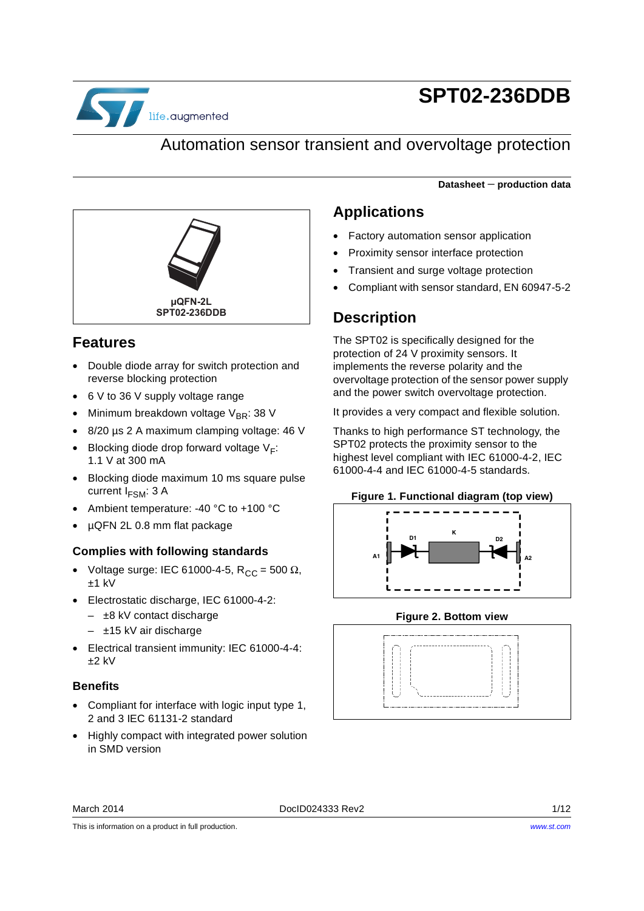# SPT02-236DDB

## Automation sensor transient and overvoltage protection

**Datasheet — production data**

µQFN-2L
SPT02-236DDB

## Features

- Double diode array for switch protection and reverse blocking protection
- 6 V to 36 V supply voltage range
- Minimum breakdown voltage $V_{BR}$: 38 V
- 8/20 µs 2 A maximum clamping voltage: 46 V
- Blocking diode drop forward voltage $V_F$: 1.1 V at 300 mA
- Blocking diode maximum 10 ms square pulse current $I_{FSM}$: 3 A
- Ambient temperature: -40 °C to +100 °C
- µQFN 2L 0.8 mm flat package

### Complies with following standards

- Voltage surge: IEC 61000-4-5, $R_{CC}$ = 500 Ω, ±1 kV
- Electrostatic discharge, IEC 61000-4-2:
  - ±8 kV contact discharge
  - ±15 kV air discharge
- Electrical transient immunity: IEC 61000-4-4: ±2 kV

### Benefits

- Compliant for interface with logic input type 1, 2 and 3 IEC 61131-2 standard
- Highly compact with integrated power solution in SMD version

## Applications

- Factory automation sensor application
- Proximity sensor interface protection
- Transient and surge voltage protection
- Compliant with sensor standard, EN 60947-5-2

## Description

The SPT02 is specifically designed for the protection of 24 V proximity sensors. It implements the reverse polarity and the overvoltage protection of the sensor power supply and the power switch overvoltage protection.

It provides a very compact and flexible solution.

Thanks to high performance ST technology, the SPT02 protects the proximity sensor to the highest level compliant with IEC 61000-4-2, IEC 61000-4-4 and IEC 61000-4-5 standards.

**Figure 1. Functional diagram (top view)**

A1 D1 K D2 A2

**Figure 2. Bottom view**

March 2014 DocID024333 Rev2

This is information on a product in full production.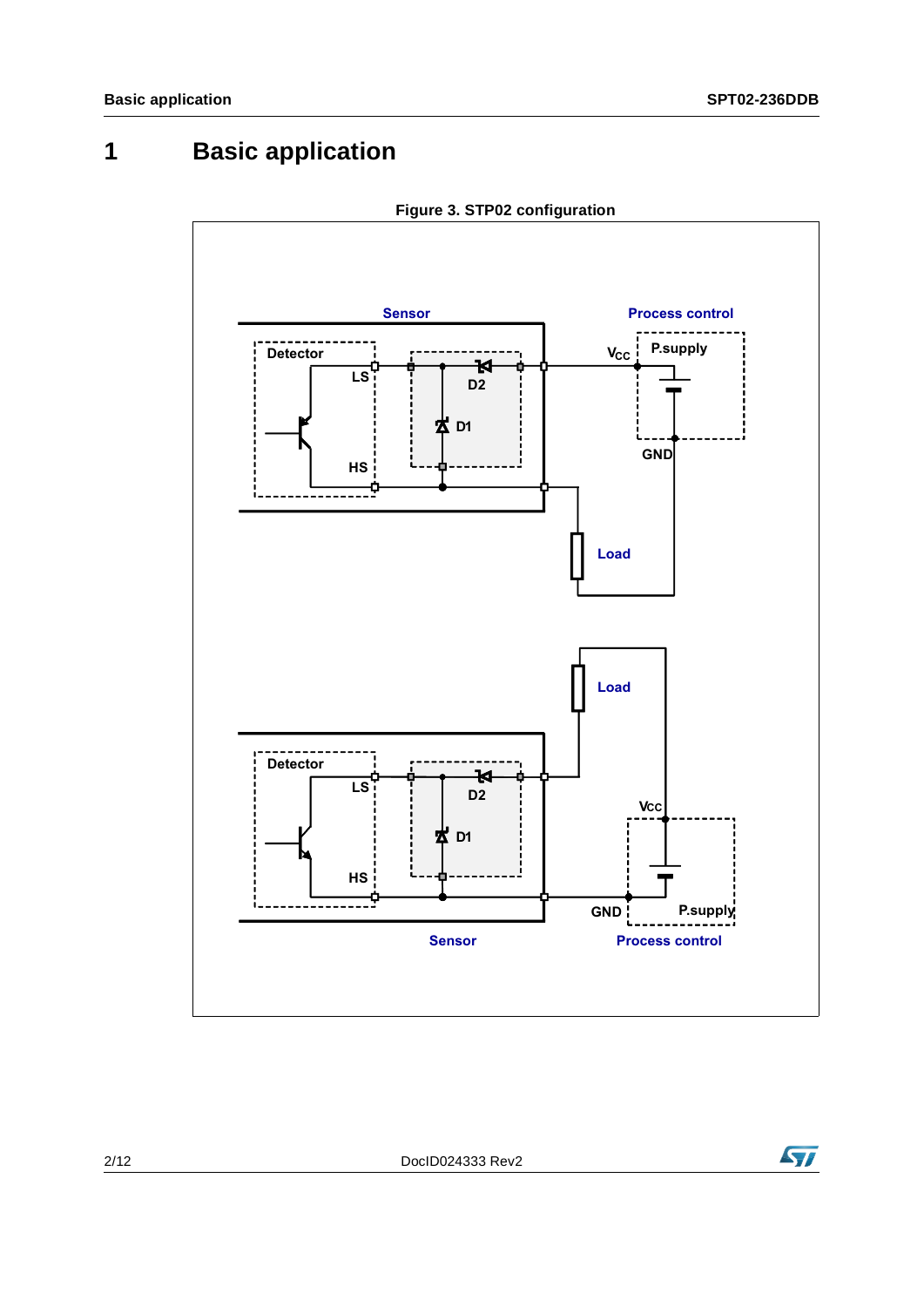# 1 Basic application

Figure 3. STP02 configuration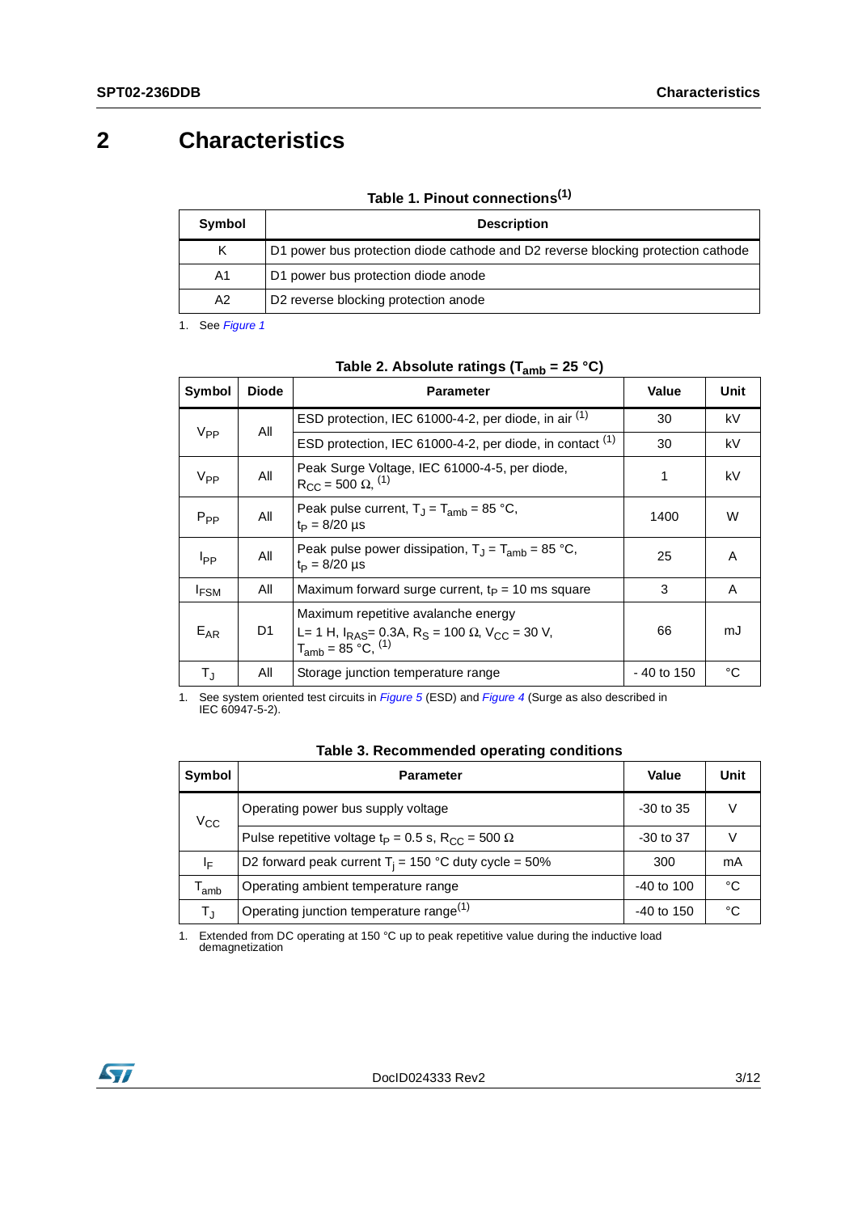# 2 Characteristics

**Table 1. Pinout connections[1]**

| Symbol | Description |
|---|---|
| K | D1 power bus protection diode cathode and D2 reverse blocking protection cathode |
| A1 | D1 power bus protection diode anode |
| A2 | D2 reverse blocking protection anode |

1. See *Figure 1*

**Table 2. Absolute ratings ($T_{amb}$ = 25 °C)**

| Symbol | Diode | Parameter | Value | Unit |
|---|---|---|---|---|
| $V_{PP}$ | All | ESD protection, IEC 61000-4-2, per diode, in air [1] | 30 | kV |
| | | ESD protection, IEC 61000-4-2, per diode, in contact [1] | 30 | kV |
| $V_{PP}$ | All | Peak Surge Voltage, IEC 61000-4-5, per diode, $R_{CC}$ = 500 Ω, [1] | 1 | kV |
| $P_{PP}$ | All | Peak pulse current, $T_J$ = $T_{amb}$ = 85 °C, $t_P$ = 8/20 µs | 1400 | W |
| $I_{PP}$ | All | Peak pulse power dissipation, $T_J$ = $T_{amb}$ = 85 °C, $t_P$ = 8/20 µs | 25 | A |
| $I_{FSM}$ | All | Maximum forward surge current, $t_P$ = 10 ms square | 3 | A |
| $E_{AR}$ | D1 | Maximum repetitive avalanche energy L= 1 H, $I_{RAS}$= 0.3A, $R_S$ = 100 Ω, $V_{CC}$ = 30 V, $T_{amb}$ = 85 °C, [1] | 66 | mJ |
| $T_J$ | All | Storage junction temperature range | - 40 to 150 | °C |

1. See system oriented test circuits in *Figure 5* (ESD) and *Figure 4* (Surge as also described in IEC 60947-5-2).

**Table 3. Recommended operating conditions**

| Symbol | Parameter | Value | Unit |
|---|---|---|---|
| $V_{CC}$ | Operating power bus supply voltage | -30 to 35 | V |
| | Pulse repetitive voltage $t_P$ = 0.5 s, $R_{CC}$ = 500 Ω | -30 to 37 | V |
| $I_F$ | D2 forward peak current $T_j$ = 150 °C duty cycle = 50% | 300 | mA |
| $T_{amb}$ | Operating ambient temperature range | -40 to 100 | °C |
| $T_J$ | Operating junction temperature range[1] | -40 to 150 | °C |

1. Extended from DC operating at 150 °C up to peak repetitive value during the inductive load demagnetization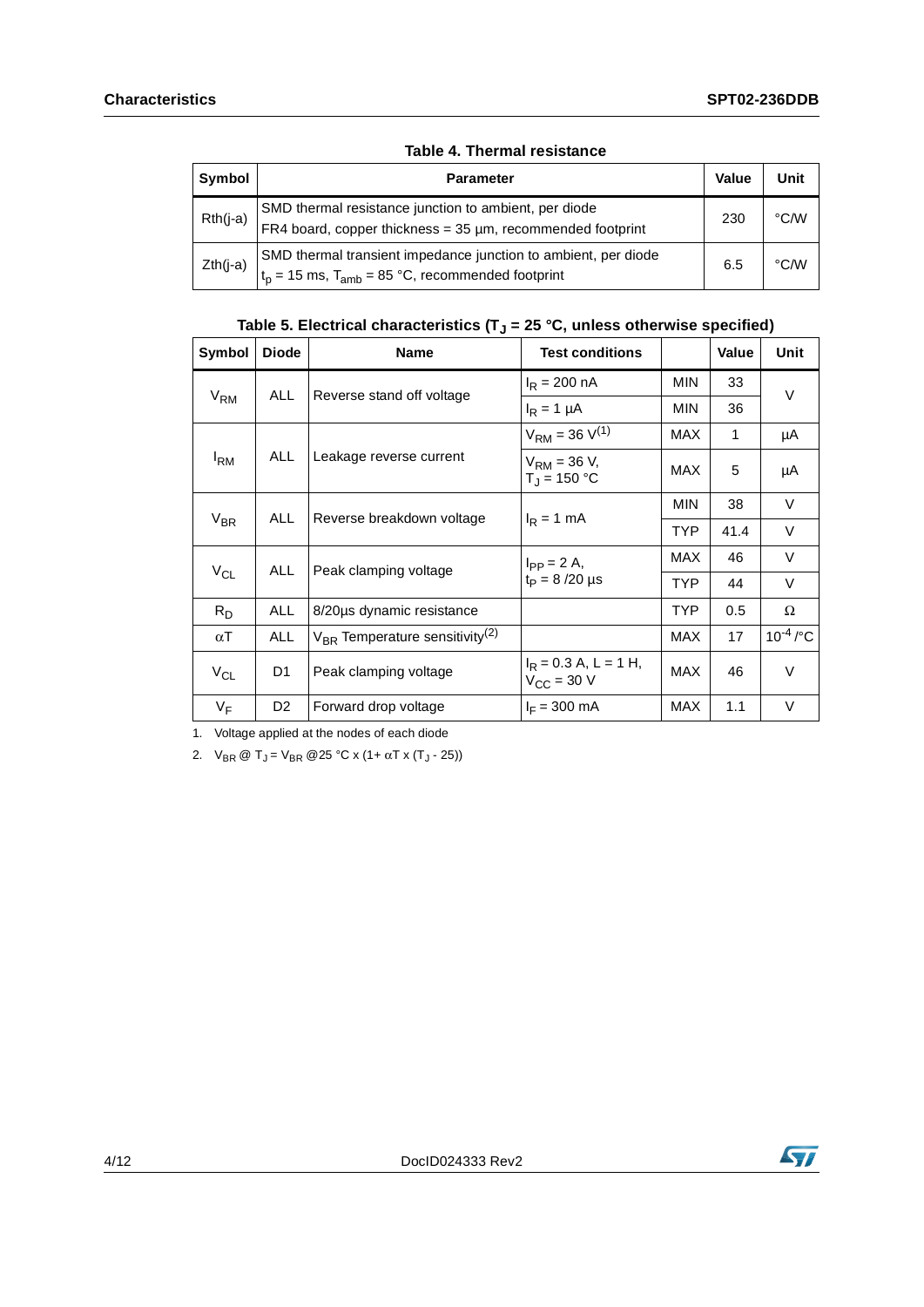**Table 4. Thermal resistance**

| Symbol | Parameter | Value | Unit |
|---|---|---|---|
| Rth(j-a) | SMD thermal resistance junction to ambient, per diode<br>FR4 board, copper thickness = 35 µm, recommended footprint | 230 | °C/W |
| Zth(j-a) | SMD thermal transient impedance junction to ambient, per diode<br>$t_p$ = 15 ms, $T_{amb}$ = 85 °C, recommended footprint | 6.5 | °C/W |

**Table 5. Electrical characteristics ($T_J$ = 25 °C, unless otherwise specified)**

| Symbol | Diode | Name | Test conditions | | Value | Unit |
|---|---|---|---|---|---|---|
| $V_{RM}$ | ALL | Reverse stand off voltage | $I_R$ = 200 nA | MIN | 33 | V |
| | | | $I_R$ = 1 µA | MIN | 36 | |
| $I_{RM}$ | ALL | Leakage reverse current | $V_{RM}$ = 36 V(1) | MAX | 1 | µA |
| | | | $V_{RM}$ = 36 V, $T_J$ = 150 °C | MAX | 5 | µA |
| $V_{BR}$ | ALL | Reverse breakdown voltage | $I_R$ = 1 mA | MIN | 38 | V |
| | | | | TYP | 41.4 | V |
| $V_{CL}$ | ALL | Peak clamping voltage | $I_{PP}$ = 2 A, $t_P$ = 8 /20 µs | MAX | 46 | V |
| | | | | TYP | 44 | V |
| $R_D$ | ALL | 8/20µs dynamic resistance | | TYP | 0.5 | Ω |
| αT | ALL | $V_{BR}$ Temperature sensitivity(2) | | MAX | 17 | $10^{-4}$ /°C |
| $V_{CL}$ | D1 | Peak clamping voltage | $I_R$ = 0.3 A, L = 1 H, $V_{CC}$ = 30 V | MAX | 46 | V |
| $V_F$ | D2 | Forward drop voltage | $I_F$ = 300 mA | MAX | 1.1 | V |

1. Voltage applied at the nodes of each diode
2. $V_{BR}$ @ $T_J$ = $V_{BR}$ @25 °C x (1+ αT x ($T_J$ - 25))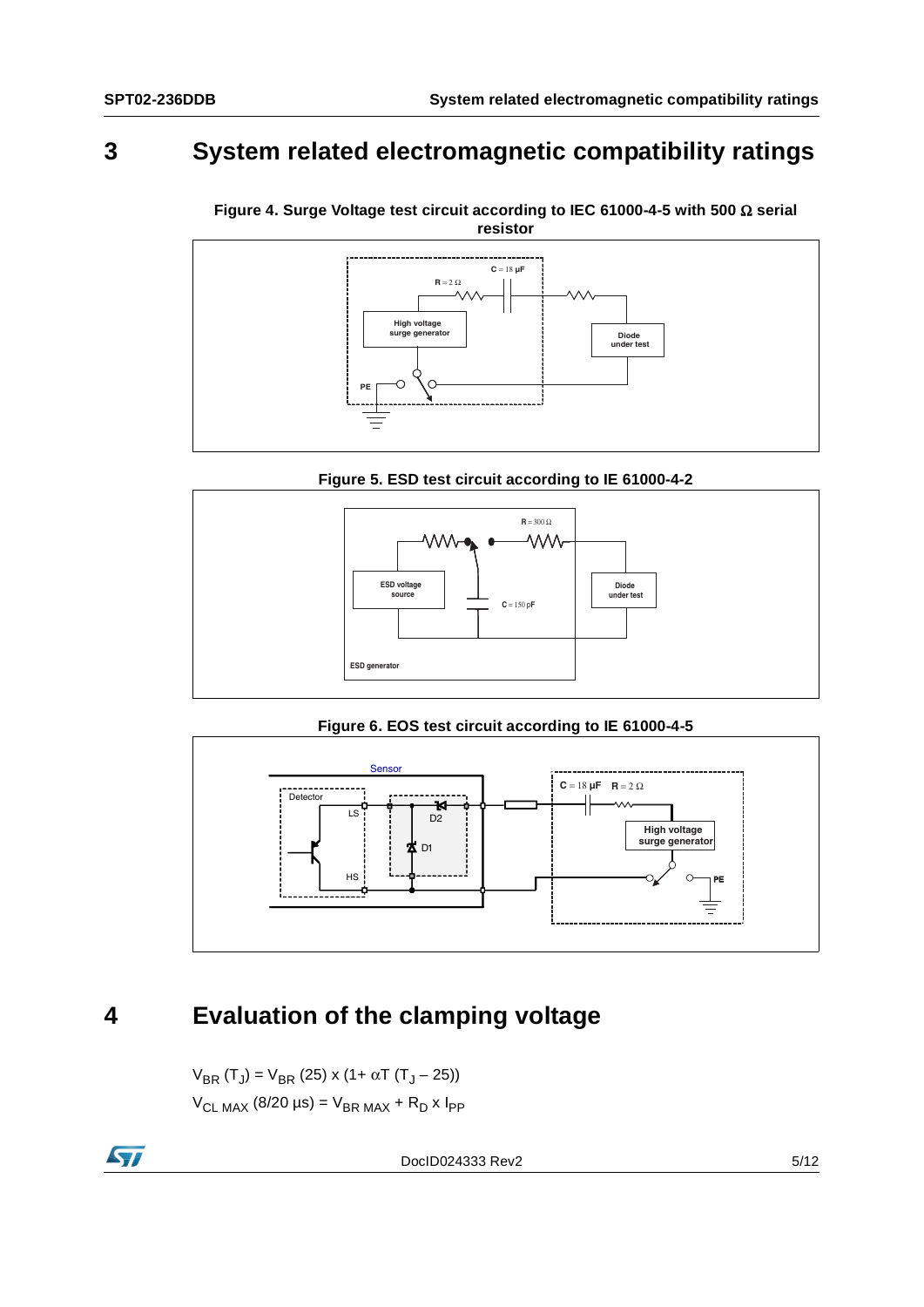# 3 System related electromagnetic compatibility ratings

Figure 4. Surge Voltage test circuit according to IEC 61000-4-5 with 500 Ω serial resistor

Figure 5. ESD test circuit according to IE 61000-4-2

Figure 6. EOS test circuit according to IE 61000-4-5

# 4 Evaluation of the clamping voltage

$V_{BR}$ ($T_J$) = $V_{BR}$ (25) x (1+ $\alpha$T ($T_J$ – 25))

$V_{CL\ MAX}$ (8/20 µs) = $V_{BR\ MAX}$ + $R_D$ x $I_{PP}$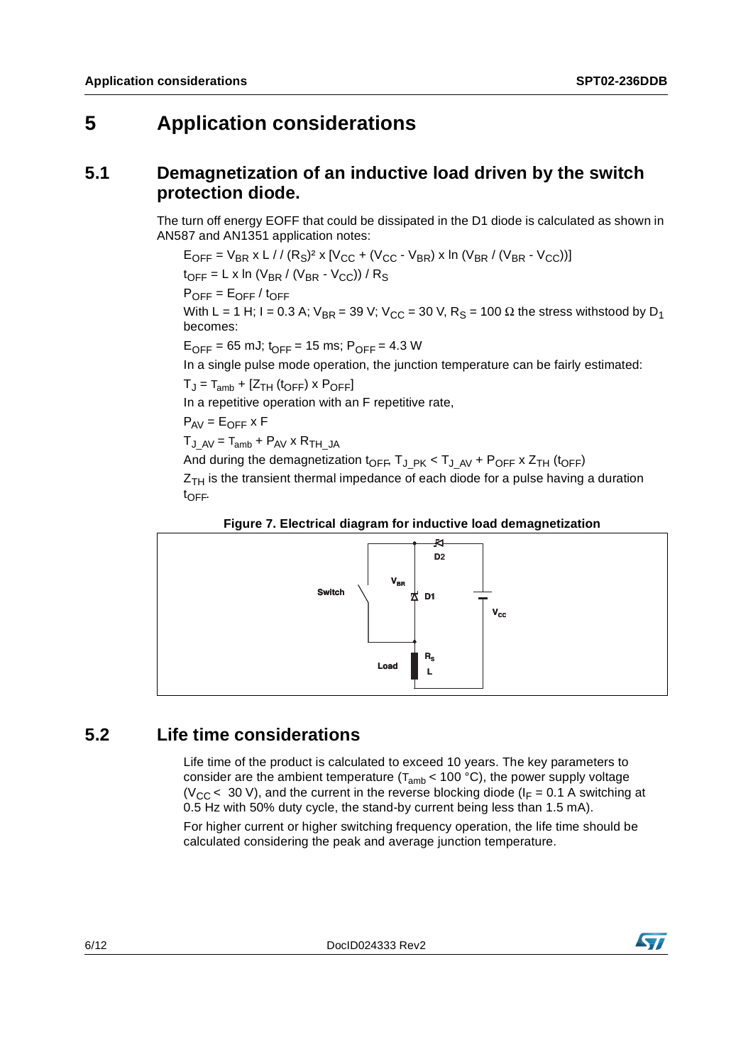# 5 Application considerations

## 5.1 Demagnetization of an inductive load driven by the switch protection diode.

The turn off energy EOFF that could be dissipated in the D1 diode is calculated as shown in AN587 and AN1351 application notes:

$E_{OFF} = V_{BR} \times L / / (R_S)^2 \times [V_{CC} + (V_{CC} - V_{BR}) \times \ln (V_{BR} / (V_{BR} - V_{CC}))]$

$t_{OFF} = L \times \ln (V_{BR} / (V_{BR} - V_{CC})) / R_S$

$P_{OFF} = E_{OFF} / t_{OFF}$

With L = 1 H; I = 0.3 A; $V_{BR}$ = 39 V; $V_{CC}$ = 30 V, $R_S$ = 100 Ω the stress withstood by $D_1$ becomes:

$E_{OFF}$ = 65 mJ; $t_{OFF}$ = 15 ms; $P_{OFF}$ = 4.3 W

In a single pulse mode operation, the junction temperature can be fairly estimated:

$T_J = T_{amb} + [Z_{TH} (t_{OFF}) \times P_{OFF}]$

In a repetitive operation with an F repetitive rate,

$P_{AV} = E_{OFF} \times F$

$T_{J\_AV} = T_{amb} + P_{AV} \times R_{TH\_JA}$

And during the demagnetization $t_{OFF}$, $T_{J\_PK} < T_{J\_AV} + P_{OFF} \times Z_{TH} (t_{OFF})$

$Z_{TH}$ is the transient thermal impedance of each diode for a pulse having a duration $t_{OFF}$.

**Figure 7. Electrical diagram for inductive load demagnetization**

## 5.2 Life time considerations

Life time of the product is calculated to exceed 10 years. The key parameters to consider are the ambient temperature ($T_{amb}$ < 100 °C), the power supply voltage ($V_{CC}$ < 30 V), and the current in the reverse blocking diode ($I_F$ = 0.1 A switching at 0.5 Hz with 50% duty cycle, the stand-by current being less than 1.5 mA).

For higher current or higher switching frequency operation, the life time should be calculated considering the peak and average junction temperature.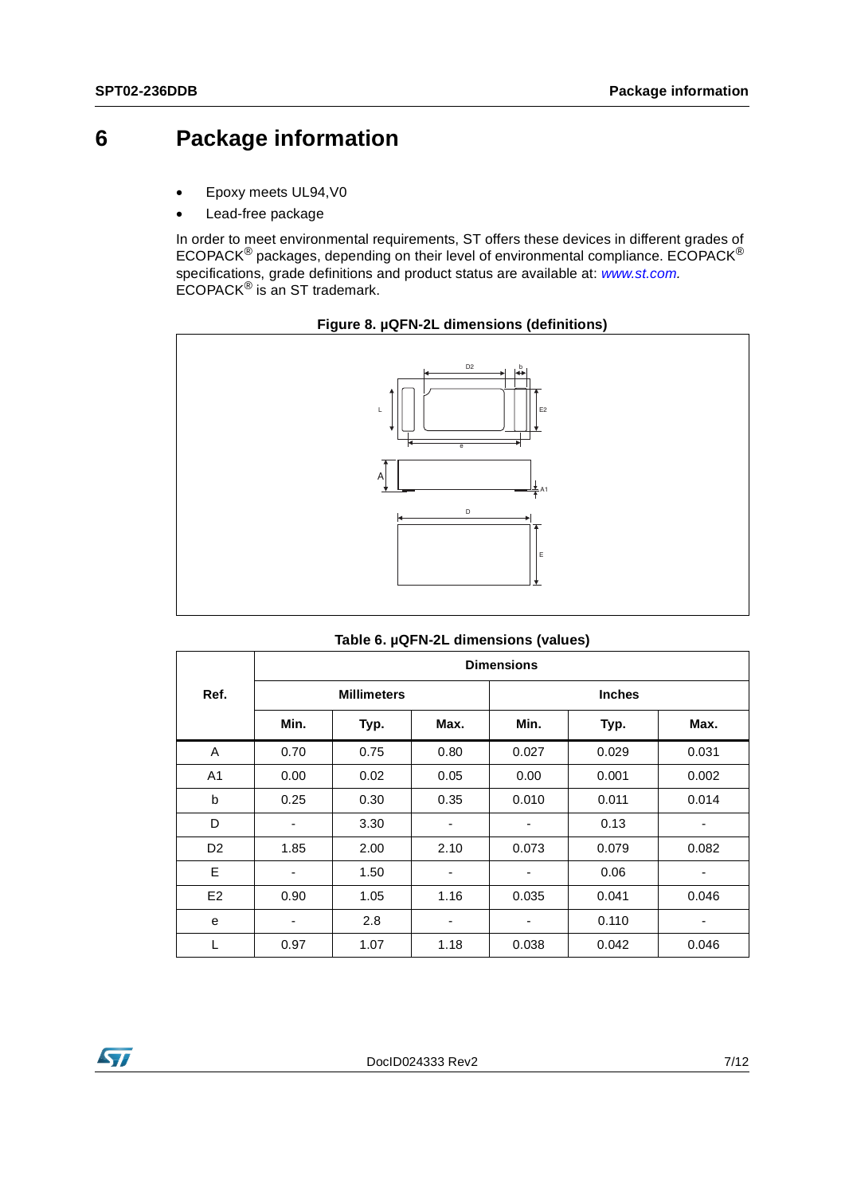# 6 Package information

- Epoxy meets UL94,V0
- Lead-free package

In order to meet environmental requirements, ST offers these devices in different grades of ECOPACK® packages, depending on their level of environmental compliance. ECOPACK® specifications, grade definitions and product status are available at: *www.st.com*. ECOPACK® is an ST trademark.

**Figure 8. µQFN-2L dimensions (definitions)**

**Table 6. µQFN-2L dimensions (values)**

| Ref. | Dimensions | | | | | |
|---|---|---|---|---|---|---|
| | Millimeters | | | Inches | | |
| | Min. | Typ. | Max. | Min. | Typ. | Max. |
| A | 0.70 | 0.75 | 0.80 | 0.027 | 0.029 | 0.031 |
| A1 | 0.00 | 0.02 | 0.05 | 0.00 | 0.001 | 0.002 |
| b | 0.25 | 0.30 | 0.35 | 0.010 | 0.011 | 0.014 |
| D | - | 3.30 | - | - | 0.13 | - |
| D2 | 1.85 | 2.00 | 2.10 | 0.073 | 0.079 | 0.082 |
| E | - | 1.50 | - | - | 0.06 | - |
| E2 | 0.90 | 1.05 | 1.16 | 0.035 | 0.041 | 0.046 |
| e | - | 2.8 | - | - | 0.110 | - |
| L | 0.97 | 1.07 | 1.18 | 0.038 | 0.042 | 0.046 |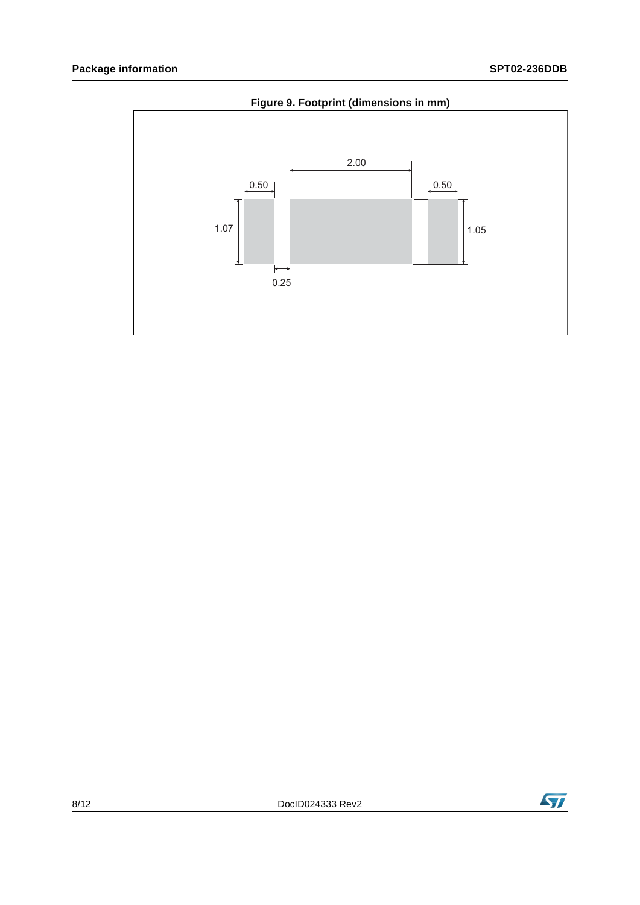**Figure 9. Footprint (dimensions in mm)**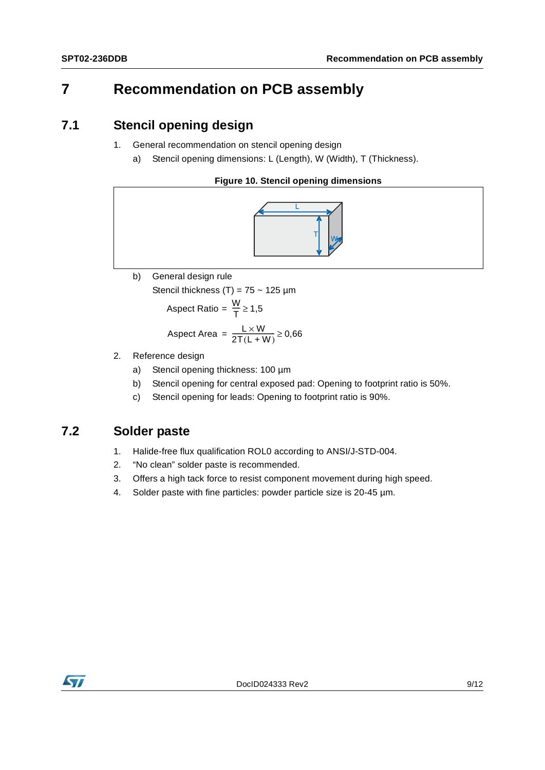# 7 Recommendation on PCB assembly

## 7.1 Stencil opening design

1. General recommendation on stencil opening design
   a) Stencil opening dimensions: L (Length), W (Width), T (Thickness).

**Figure 10. Stencil opening dimensions**

   b) General design rule

   Stencil thickness (T) = 75 ~ 125 µm

$$\text{Aspect Ratio} = \frac{W}{T} \geq 1{,}5$$

$$\text{Aspect Area} = \frac{L \times W}{2T(L + W)} \geq 0{,}66$$

2. Reference design
   a) Stencil opening thickness: 100 µm
   b) Stencil opening for central exposed pad: Opening to footprint ratio is 50%.
   c) Stencil opening for leads: Opening to footprint ratio is 90%.

## 7.2 Solder paste

1. Halide-free flux qualification ROL0 according to ANSI/J-STD-004.
2. “No clean” solder paste is recommended.
3. Offers a high tack force to resist component movement during high speed.
4. Solder paste with fine particles: powder particle size is 20-45 µm.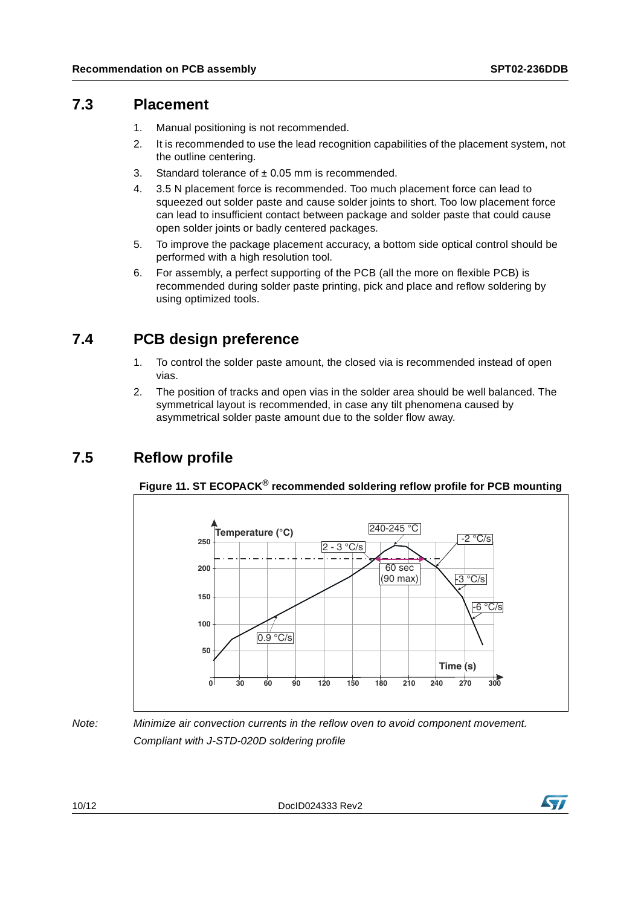## 7.3 Placement

1. Manual positioning is not recommended.
2. It is recommended to use the lead recognition capabilities of the placement system, not the outline centering.
3. Standard tolerance of ± 0.05 mm is recommended.
4. 3.5 N placement force is recommended. Too much placement force can lead to squeezed out solder paste and cause solder joints to short. Too low placement force can lead to insufficient contact between package and solder paste that could cause open solder joints or badly centered packages.
5. To improve the package placement accuracy, a bottom side optical control should be performed with a high resolution tool.
6. For assembly, a perfect supporting of the PCB (all the more on flexible PCB) is recommended during solder paste printing, pick and place and reflow soldering by using optimized tools.

## 7.4 PCB design preference

1. To control the solder paste amount, the closed via is recommended instead of open vias.
2. The position of tracks and open vias in the solder area should be well balanced. The symmetrical layout is recommended, in case any tilt phenomena caused by asymmetrical solder paste amount due to the solder flow away.

## 7.5 Reflow profile

**Figure 11. ST ECOPACK® recommended soldering reflow profile for PCB mounting**

*Note: Minimize air convection currents in the reflow oven to avoid component movement.*
*Compliant with J-STD-020D soldering profile*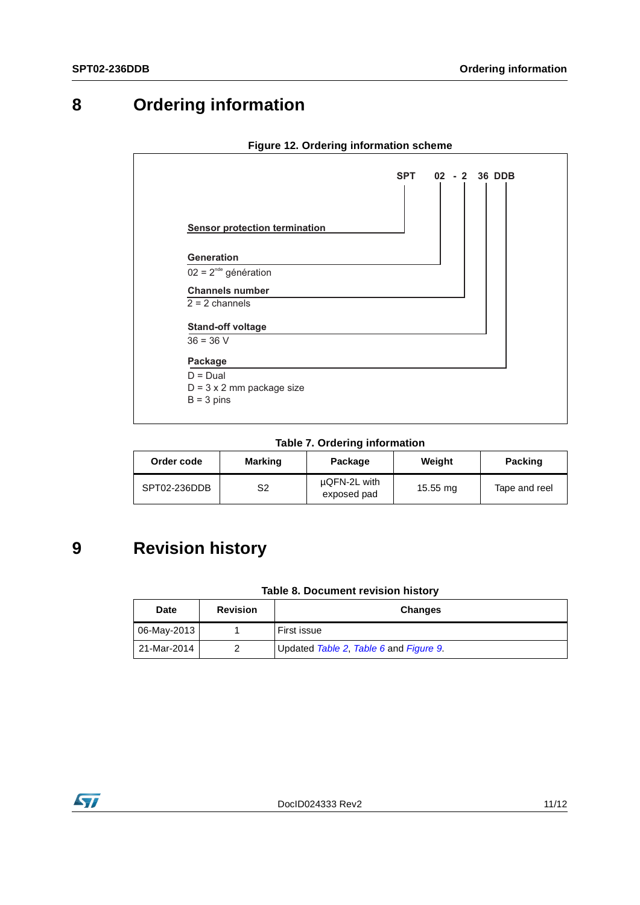# 8 Ordering information

**Figure 12. Ordering information scheme**

**SPT 02 - 2 36 DDB**

**Sensor protection termination**

**Generation**
02 = 2nde génération

**Channels number**
2 = 2 channels

**Stand-off voltage**
36 = 36 V

**Package**
D = Dual
D = 3 x 2 mm package size
B = 3 pins

**Table 7. Ordering information**

| Order code | Marking | Package | Weight | Packing |
|---|---|---|---|---|
| SPT02-236DDB | S2 | µQFN-2L with exposed pad | 15.55 mg | Tape and reel |

# 9 Revision history

**Table 8. Document revision history**

| Date | Revision | Changes |
|---|---|---|
| 06-May-2013 | 1 | First issue |
| 21-Mar-2014 | 2 | Updated *Table 2*, *Table 6* and *Figure 9*. |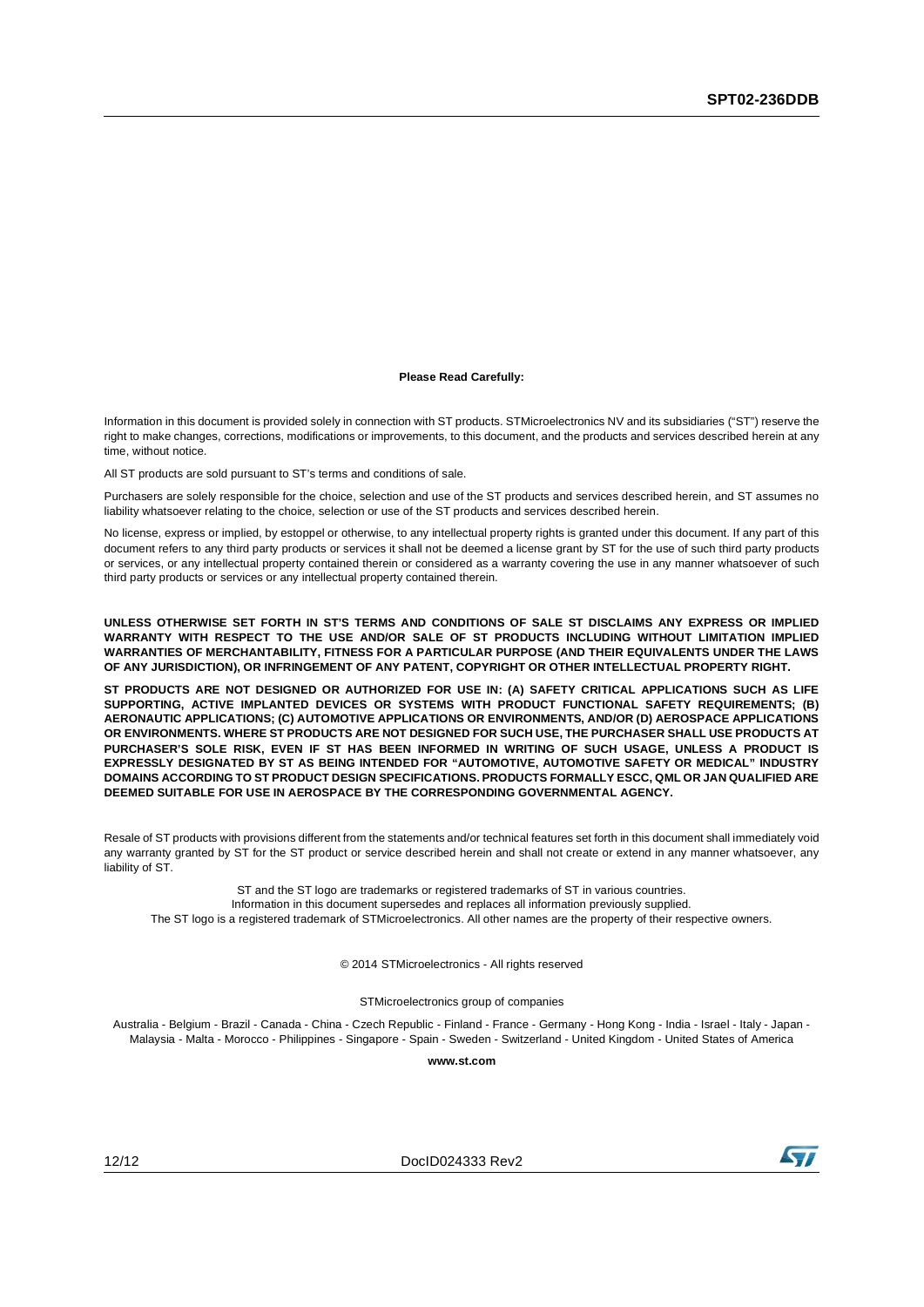**Please Read Carefully:**

Information in this document is provided solely in connection with ST products. STMicroelectronics NV and its subsidiaries ("ST") reserve the right to make changes, corrections, modifications or improvements, to this document, and the products and services described herein at any time, without notice.

All ST products are sold pursuant to ST's terms and conditions of sale.

Purchasers are solely responsible for the choice, selection and use of the ST products and services described herein, and ST assumes no liability whatsoever relating to the choice, selection or use of the ST products and services described herein.

No license, express or implied, by estoppel or otherwise, to any intellectual property rights is granted under this document. If any part of this document refers to any third party products or services it shall not be deemed a license grant by ST for the use of such third party products or services, or any intellectual property contained therein or considered as a warranty covering the use in any manner whatsoever of such third party products or services or any intellectual property contained therein.

**UNLESS OTHERWISE SET FORTH IN ST'S TERMS AND CONDITIONS OF SALE ST DISCLAIMS ANY EXPRESS OR IMPLIED WARRANTY WITH RESPECT TO THE USE AND/OR SALE OF ST PRODUCTS INCLUDING WITHOUT LIMITATION IMPLIED WARRANTIES OF MERCHANTABILITY, FITNESS FOR A PARTICULAR PURPOSE (AND THEIR EQUIVALENTS UNDER THE LAWS OF ANY JURISDICTION), OR INFRINGEMENT OF ANY PATENT, COPYRIGHT OR OTHER INTELLECTUAL PROPERTY RIGHT.**

**ST PRODUCTS ARE NOT DESIGNED OR AUTHORIZED FOR USE IN: (A) SAFETY CRITICAL APPLICATIONS SUCH AS LIFE SUPPORTING, ACTIVE IMPLANTED DEVICES OR SYSTEMS WITH PRODUCT FUNCTIONAL SAFETY REQUIREMENTS; (B) AERONAUTIC APPLICATIONS; (C) AUTOMOTIVE APPLICATIONS OR ENVIRONMENTS, AND/OR (D) AEROSPACE APPLICATIONS OR ENVIRONMENTS. WHERE ST PRODUCTS ARE NOT DESIGNED FOR SUCH USE, THE PURCHASER SHALL USE PRODUCTS AT PURCHASER'S SOLE RISK, EVEN IF ST HAS BEEN INFORMED IN WRITING OF SUCH USAGE, UNLESS A PRODUCT IS EXPRESSLY DESIGNATED BY ST AS BEING INTENDED FOR "AUTOMOTIVE, AUTOMOTIVE SAFETY OR MEDICAL" INDUSTRY DOMAINS ACCORDING TO ST PRODUCT DESIGN SPECIFICATIONS. PRODUCTS FORMALLY ESCC, QML OR JAN QUALIFIED ARE DEEMED SUITABLE FOR USE IN AEROSPACE BY THE CORRESPONDING GOVERNMENTAL AGENCY.**

Resale of ST products with provisions different from the statements and/or technical features set forth in this document shall immediately void any warranty granted by ST for the ST product or service described herein and shall not create or extend in any manner whatsoever, any liability of ST.

ST and the ST logo are trademarks or registered trademarks of ST in various countries.
Information in this document supersedes and replaces all information previously supplied.
The ST logo is a registered trademark of STMicroelectronics. All other names are the property of their respective owners.

© 2014 STMicroelectronics - All rights reserved

STMicroelectronics group of companies

Australia - Belgium - Brazil - Canada - China - Czech Republic - Finland - France - Germany - Hong Kong - India - Israel - Italy - Japan - Malaysia - Malta - Morocco - Philippines - Singapore - Spain - Sweden - Switzerland - United Kingdom - United States of America

**www.st.com**